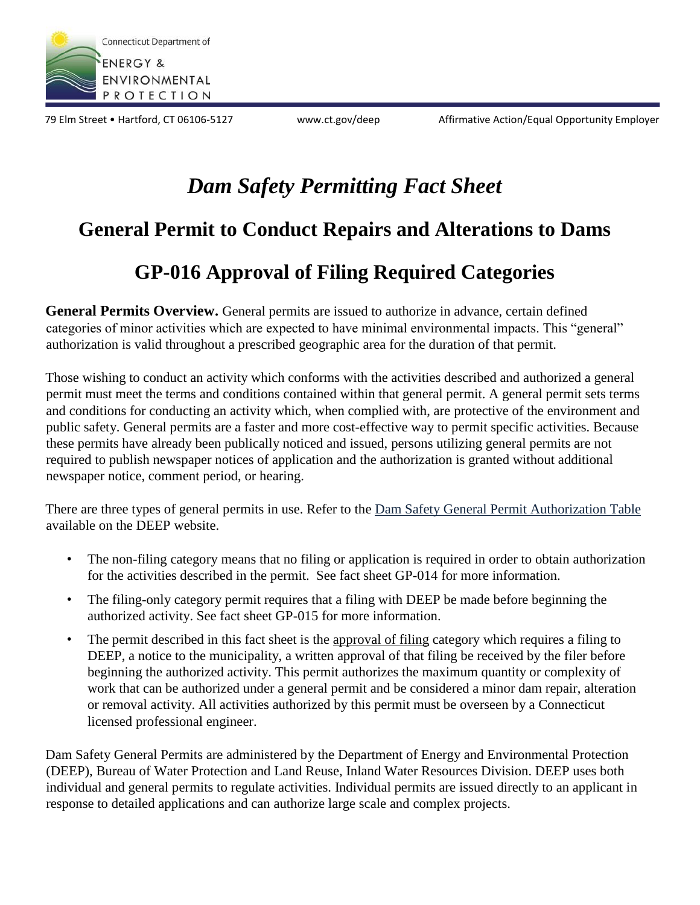Connecticut Department of ENERGY & ENVIRONMENTAL PROTECTION

79 Elm Street • Hartford, CT 06106-5127 www.ct.gov/deep Affirmative Action/Equal Opportunity Employer

# *Dam Safety Permitting Fact Sheet*

## General Permit to Conduct Repairs and Alterations to Dams

## GP-016 Approval of Filing Required Categories

**General Permits Overview.** General permits are issued to authorize in advance, certain defined categories of minor activities which are expected to have minimal environmental impacts. This "general" authorization is valid throughout a prescribed geographic area for the duration of that permit.

Those wishing to conduct an activity which conforms with the activities described and authorized a general permit must meet the terms and conditions contained within that general permit. A general permit sets terms and conditions for conducting an activity which, when complied with, are protective of the environment and public safety. General permits are a faster and more cost-effective way to permit specific activities. Because these permits have already been publically noticed and issued, persons utilizing general permits are not required to publish newspaper notices of application and the authorization is granted without additional newspaper notice, comment period, or hearing.

There are three types of general permits in use. Refer to the Dam Safety General Permit Authorization Table available on the DEEP website.

- The non-filing category means that no filing or application is required in order to obtain authorization for the activities described in the permit. See fact sheet GP-014 for more information.
- The filing-only category permit requires that a filing with DEEP be made before beginning the authorized activity. See fact sheet GP-015 for more information.
- The permit described in this fact sheet is the approval of filing category which requires a filing to DEEP, a notice to the municipality, a written approval of that filing be received by the filer before beginning the authorized activity. This permit authorizes the maximum quantity or complexity of work that can be authorized under a general permit and be considered a minor dam repair, alteration or removal activity. All activities authorized by this permit must be overseen by a Connecticut licensed professional engineer.

Dam Safety General Permits are administered by the Department of Energy and Environmental Protection (DEEP), Bureau of Water Protection and Land Reuse, Inland Water Resources Division. DEEP uses both individual and general permits to regulate activities. Individual permits are issued directly to an applicant in response to detailed applications and can authorize large scale and complex projects.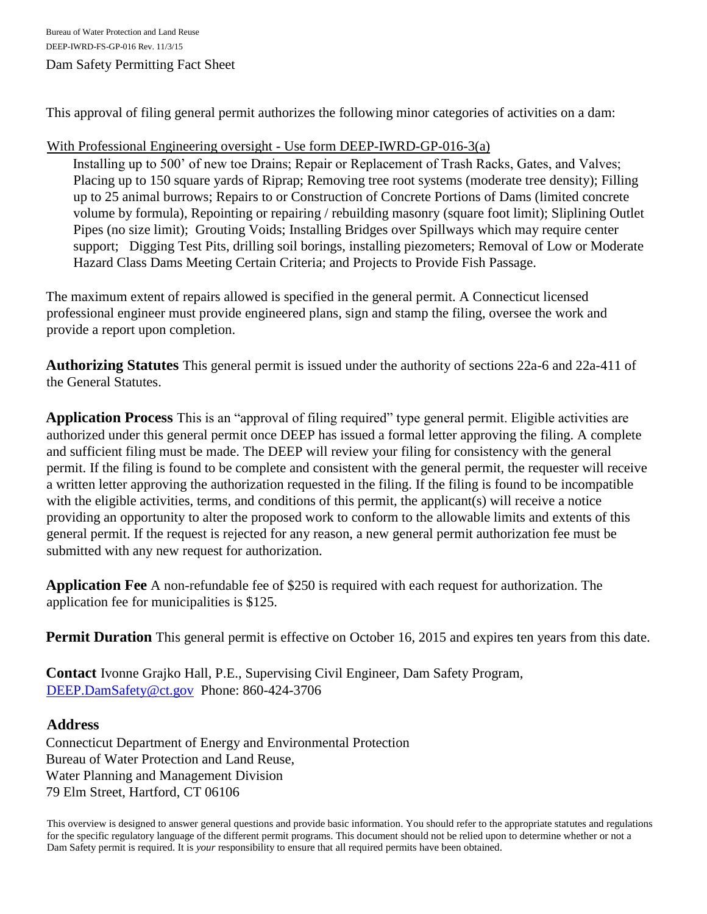Bureau of Water Protection and Land Reuse

DEEP-IWRD-FS-GP-016 Rev. 11/3/15

Dam Safety Permitting Fact Sheet

This approval of filing general permit authorizes the following minor categories of activities on a dam:

With Professional Engineering oversight - Use form DEEP-IWRD-GP-016-3(a)

Installing up to 500' of new toe Drains; Repair or Replacement of Trash Racks, Gates, and Valves; Placing up to 150 square yards of Riprap; Removing tree root systems (moderate tree density); Filling up to 25 animal burrows; Repairs to or Construction of Concrete Portions of Dams (limited concrete volume by formula), Repointing or repairing / rebuilding masonry (square foot limit); Sliplining Outlet Pipes (no size limit); Grouting Voids; Installing Bridges over Spillways which may require center support; Digging Test Pits, drilling soil borings, installing piezometers; Removal of Low or Moderate Hazard Class Dams Meeting Certain Criteria; and Projects to Provide Fish Passage.

The maximum extent of repairs allowed is specified in the general permit. A Connecticut licensed professional engineer must provide engineered plans, sign and stamp the filing, oversee the work and provide a report upon completion.

**Authorizing Statutes** This general permit is issued under the authority of sections 22a-6 and 22a-411 of the General Statutes.

**Application Process** This is an "approval of filing required" type general permit. Eligible activities are authorized under this general permit once DEEP has issued a formal letter approving the filing. A complete and sufficient filing must be made. The DEEP will review your filing for consistency with the general permit. If the filing is found to be complete and consistent with the general permit, the requester will receive a written letter approving the authorization requested in the filing. If the filing is found to be incompatible with the eligible activities, terms, and conditions of this permit, the applicant(s) will receive a notice providing an opportunity to alter the proposed work to conform to the allowable limits and extents of this general permit. If the request is rejected for any reason, a new general permit authorization fee must be submitted with any new request for authorization.

**Application Fee** A non-refundable fee of $250 is required with each request for authorization. The application fee for municipalities is $125.

**Permit Duration** This general permit is effective on October 16, 2015 and expires ten years from this date.

**Contact** Ivonne Grajko Hall, P.E., Supervising Civil Engineer, Dam Safety Program, DEEP.DamSafety@ct.gov Phone: 860-424-3706

**Address**

Connecticut Department of Energy and Environmental Protection
Bureau of Water Protection and Land Reuse,
Water Planning and Management Division
79 Elm Street, Hartford, CT 06106

This overview is designed to answer general questions and provide basic information. You should refer to the appropriate statutes and regulations for the specific regulatory language of the different permit programs. This document should not be relied upon to determine whether or not a Dam Safety permit is required. It is *your* responsibility to ensure that all required permits have been obtained.